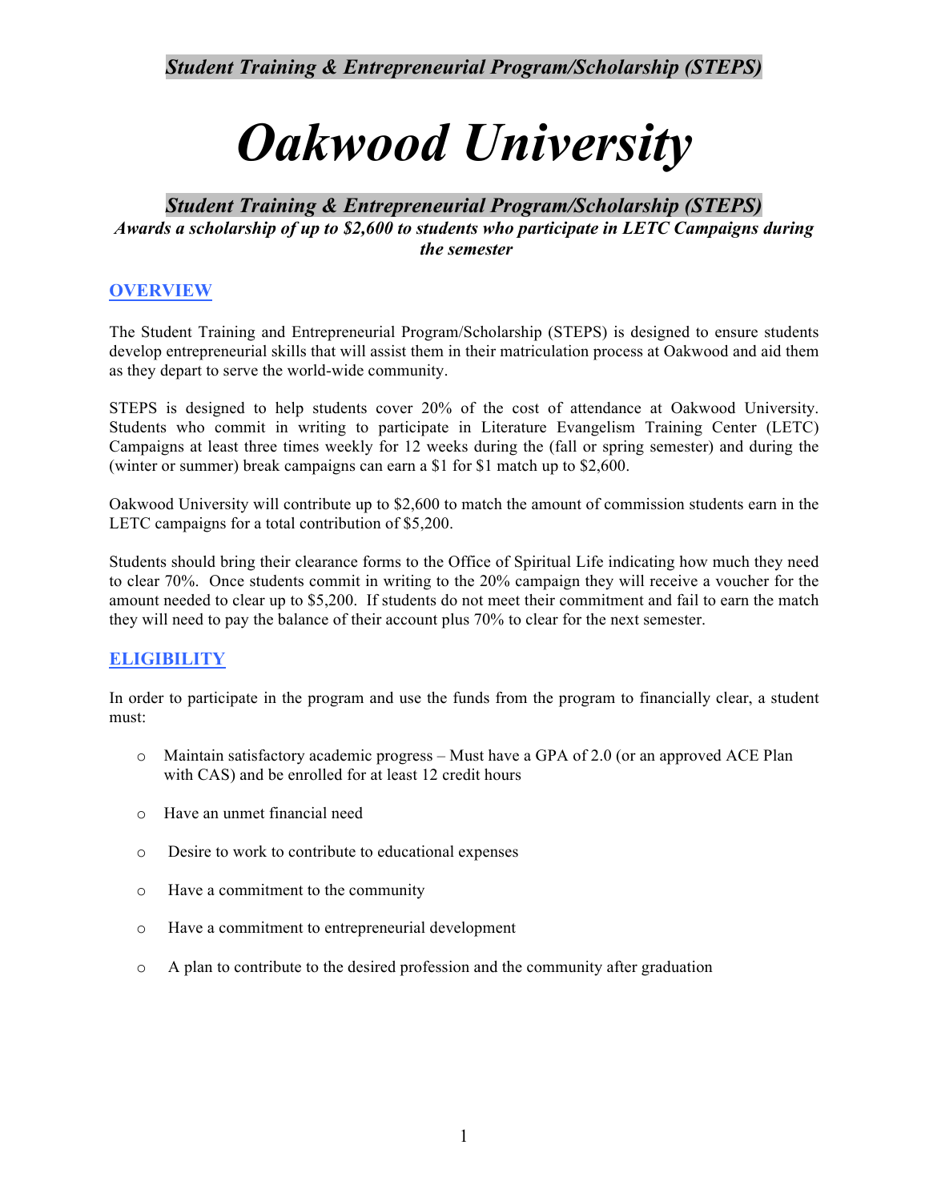*Student Training & Entrepreneurial Program/Scholarship (STEPS)*

# *Oakwood University*

## *Student Training & Entrepreneurial Program/Scholarship (STEPS)*

***Awards a scholarship of up to $2,600 to students who participate in LETC Campaigns during the semester***

### OVERVIEW

The Student Training and Entrepreneurial Program/Scholarship (STEPS) is designed to ensure students develop entrepreneurial skills that will assist them in their matriculation process at Oakwood and aid them as they depart to serve the world-wide community.

STEPS is designed to help students cover 20% of the cost of attendance at Oakwood University. Students who commit in writing to participate in Literature Evangelism Training Center (LETC) Campaigns at least three times weekly for 12 weeks during the (fall or spring semester) and during the (winter or summer) break campaigns can earn a $1 for $1 match up to $2,600.

Oakwood University will contribute up to $2,600 to match the amount of commission students earn in the LETC campaigns for a total contribution of $5,200.

Students should bring their clearance forms to the Office of Spiritual Life indicating how much they need to clear 70%. Once students commit in writing to the 20% campaign they will receive a voucher for the amount needed to clear up to $5,200. If students do not meet their commitment and fail to earn the match they will need to pay the balance of their account plus 70% to clear for the next semester.

### ELIGIBILITY

In order to participate in the program and use the funds from the program to financially clear, a student must:

- Maintain satisfactory academic progress – Must have a GPA of 2.0 (or an approved ACE Plan with CAS) and be enrolled for at least 12 credit hours
- Have an unmet financial need
- Desire to work to contribute to educational expenses
- Have a commitment to the community
- Have a commitment to entrepreneurial development
- A plan to contribute to the desired profession and the community after graduation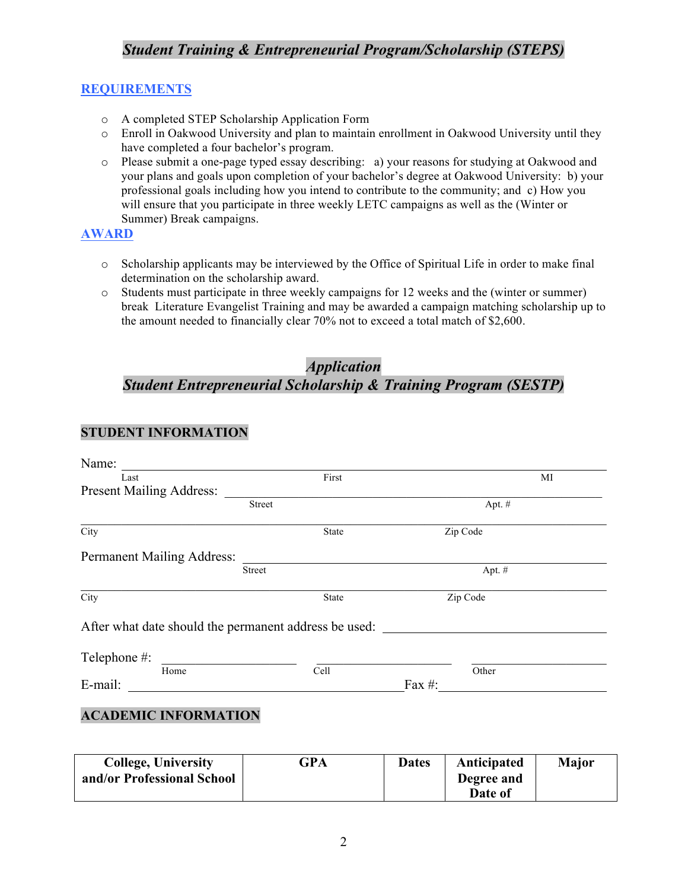# *Student Training & Entrepreneurial Program/Scholarship (STEPS)*

## REQUIREMENTS

- A completed STEP Scholarship Application Form
- Enroll in Oakwood University and plan to maintain enrollment in Oakwood University until they have completed a four bachelor's program.
- Please submit a one-page typed essay describing: a) your reasons for studying at Oakwood and your plans and goals upon completion of your bachelor's degree at Oakwood University: b) your professional goals including how you intend to contribute to the community; and c) How you will ensure that you participate in three weekly LETC campaigns as well as the (Winter or Summer) Break campaigns.

## AWARD

- Scholarship applicants may be interviewed by the Office of Spiritual Life in order to make final determination on the scholarship award.
- Students must participate in three weekly campaigns for 12 weeks and the (winter or summer) break Literature Evangelist Training and may be awarded a campaign matching scholarship up to the amount needed to financially clear 70% not to exceed a total match of $2,600.

# *Application*
# *Student Entrepreneurial Scholarship & Training Program (SESTP)*

## STUDENT INFORMATION

Name: ______________________________________________________________
Last First MI

Present Mailing Address: ____________________________________________
Street Apt. #

______________________________________________________________
City State Zip Code

Permanent Mailing Address: __________________________________________
Street Apt. #

______________________________________________________________
City State Zip Code

After what date should the permanent address be used: ____________________

Telephone #: ____________________ ____________________ ____________________
Home Cell Other

E-mail: ________________________________ Fax #: ____________________

## ACADEMIC INFORMATION

| College, University and/or Professional School | GPA | Dates | Anticipated Degree and Date of | Major |
|---|---|---|---|---|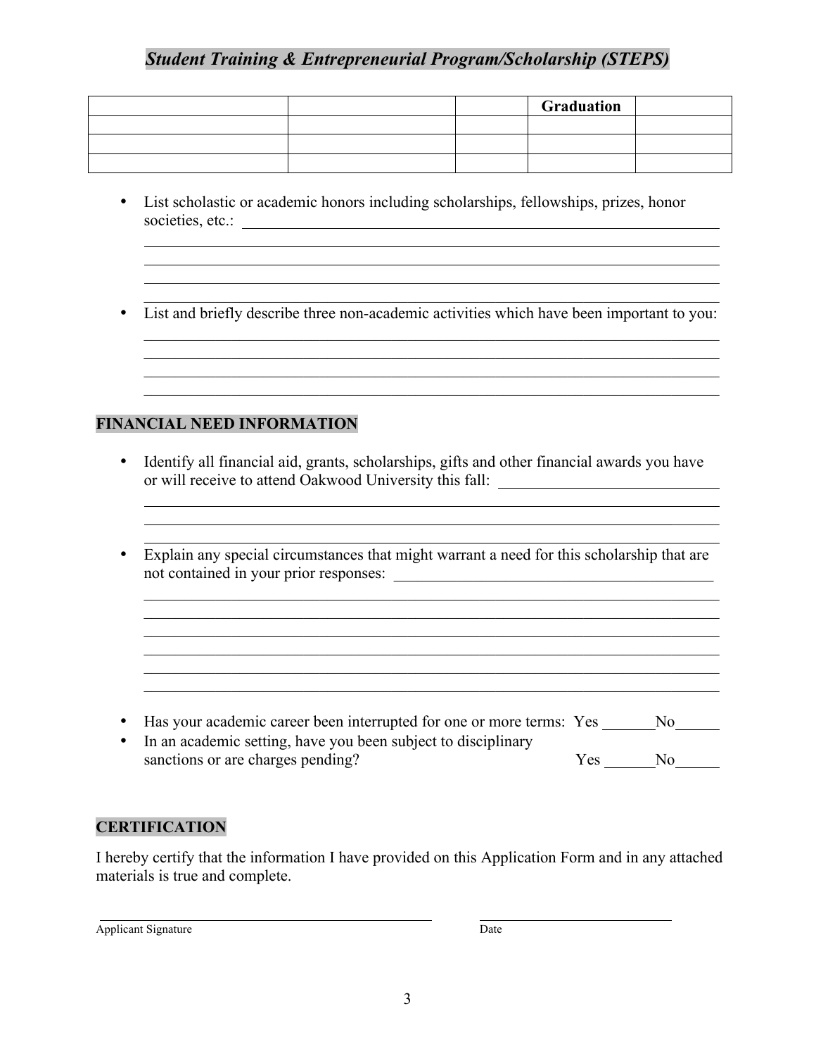## *Student Training & Entrepreneurial Program/Scholarship (STEPS)*

| | | | Graduation | |
|---|---|---|---|---|
| | | | | |
| | | | | |
| | | | | |

- List scholastic or academic honors including scholarships, fellowships, prizes, honor societies, etc.: ______________________________________________

- List and briefly describe three non-academic activities which have been important to you:

## FINANCIAL NEED INFORMATION

- Identify all financial aid, grants, scholarships, gifts and other financial awards you have or will receive to attend Oakwood University this fall: ______________________

- Explain any special circumstances that might warrant a need for this scholarship that are not contained in your prior responses: ______________________________

- Has your academic career been interrupted for one or more terms: Yes ______ No______
- In an academic setting, have you been subject to disciplinary sanctions or are charges pending? Yes ______ No______

## CERTIFICATION

I hereby certify that the information I have provided on this Application Form and in any attached materials is true and complete.

______________________________________ ______________________

Applicant Signature Date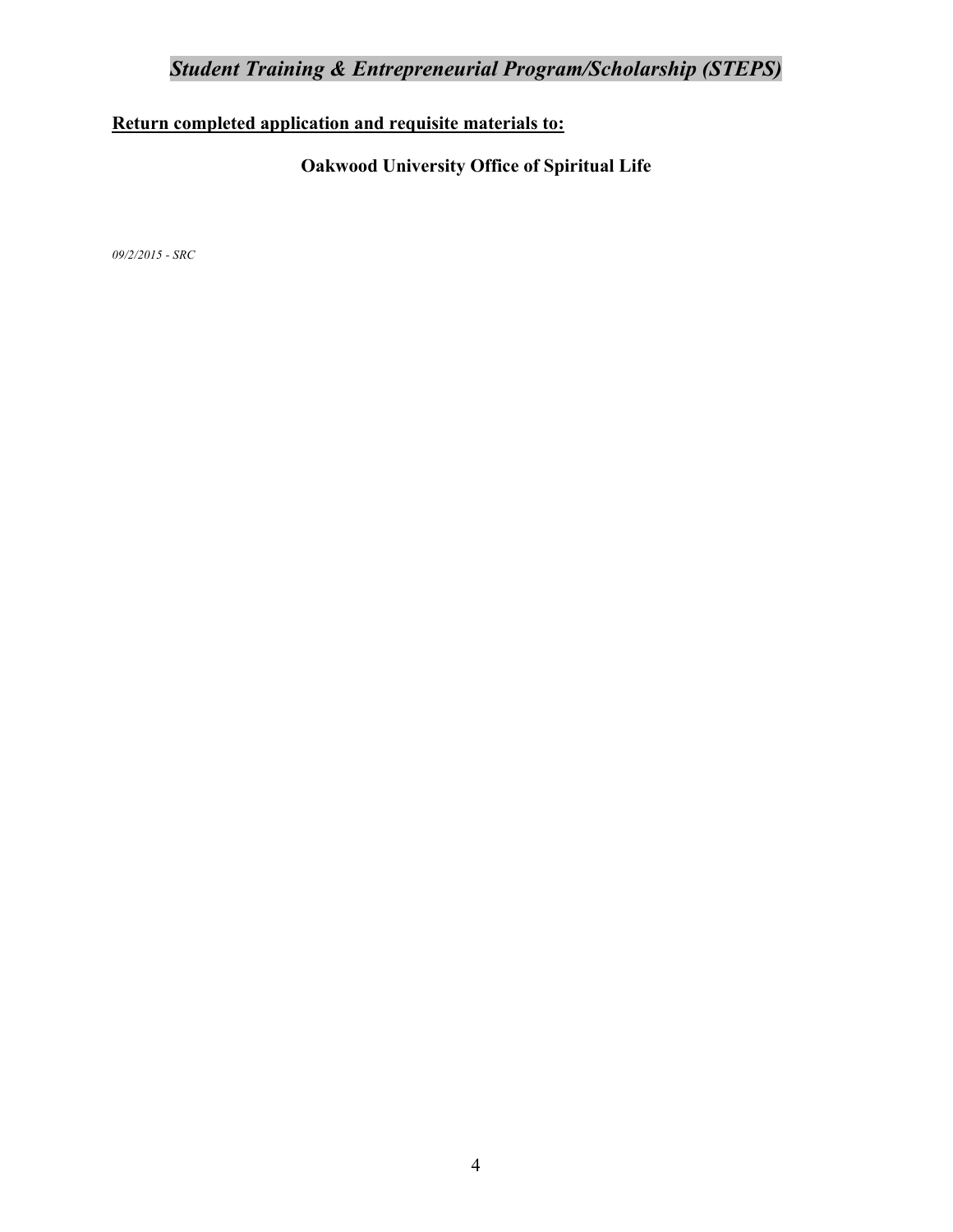*Student Training & Entrepreneurial Program/Scholarship (STEPS)*

**Return completed application and requisite materials to:**

**Oakwood University Office of Spiritual Life**

*09/2/2015 - SRC*